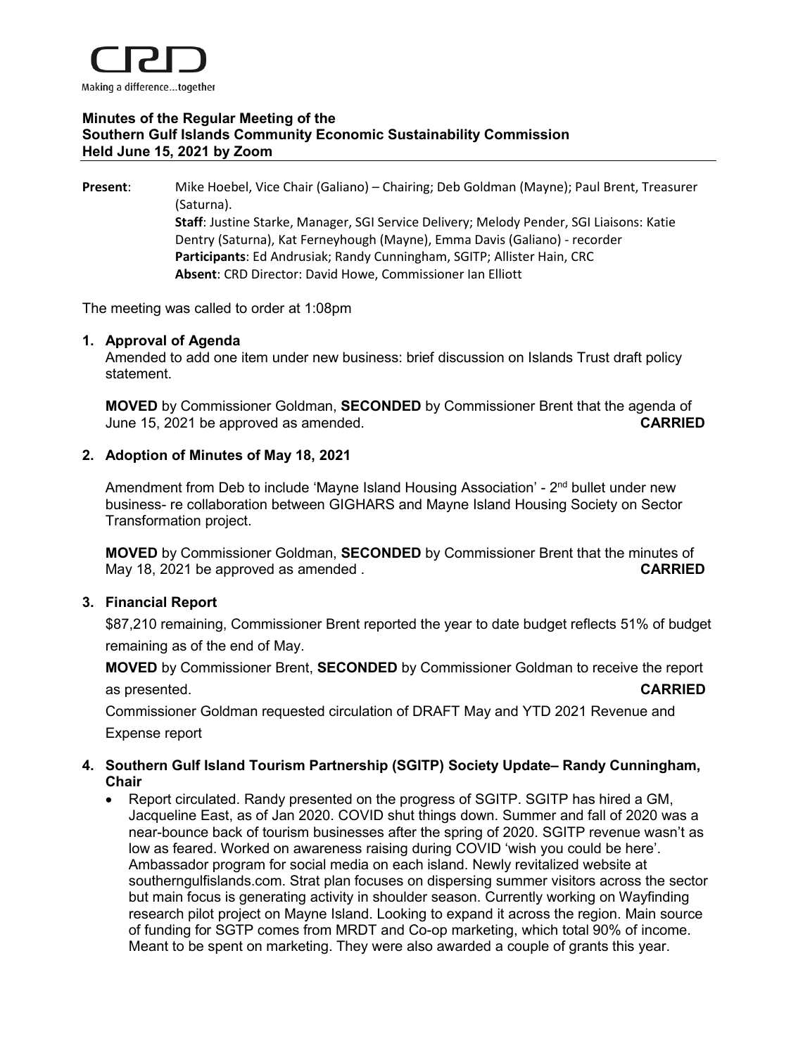CRD

Making a difference...together

**Minutes of the Regular Meeting of the Southern Gulf Islands Community Economic Sustainability Commission Held June 15, 2021 by Zoom**

**Present**: Mike Hoebel, Vice Chair (Galiano) – Chairing; Deb Goldman (Mayne); Paul Brent, Treasurer (Saturna).
**Staff**: Justine Starke, Manager, SGI Service Delivery; Melody Pender, SGI Liaisons: Katie Dentry (Saturna), Kat Ferneyhough (Mayne), Emma Davis (Galiano) - recorder
**Participants**: Ed Andrusiak; Randy Cunningham, SGITP; Allister Hain, CRC
**Absent**: CRD Director: David Howe, Commissioner Ian Elliott

The meeting was called to order at 1:08pm

**1. Approval of Agenda**

Amended to add one item under new business: brief discussion on Islands Trust draft policy statement.

**MOVED** by Commissioner Goldman, **SECONDED** by Commissioner Brent that the agenda of June 15, 2021 be approved as amended. **CARRIED**

**2. Adoption of Minutes of May 18, 2021**

Amendment from Deb to include 'Mayne Island Housing Association' - 2nd bullet under new business- re collaboration between GIGHARS and Mayne Island Housing Society on Sector Transformation project.

**MOVED** by Commissioner Goldman, **SECONDED** by Commissioner Brent that the minutes of May 18, 2021 be approved as amended . **CARRIED**

**3. Financial Report**

$87,210 remaining, Commissioner Brent reported the year to date budget reflects 51% of budget remaining as of the end of May.

**MOVED** by Commissioner Brent, **SECONDED** by Commissioner Goldman to receive the report as presented. **CARRIED**

Commissioner Goldman requested circulation of DRAFT May and YTD 2021 Revenue and Expense report

**4. Southern Gulf Island Tourism Partnership (SGITP) Society Update– Randy Cunningham, Chair**

- Report circulated. Randy presented on the progress of SGITP. SGITP has hired a GM, Jacqueline East, as of Jan 2020. COVID shut things down. Summer and fall of 2020 was a near-bounce back of tourism businesses after the spring of 2020. SGITP revenue wasn't as low as feared. Worked on awareness raising during COVID 'wish you could be here'. Ambassador program for social media on each island. Newly revitalized website at southerngulfislands.com. Strat plan focuses on dispersing summer visitors across the sector but main focus is generating activity in shoulder season. Currently working on Wayfinding research pilot project on Mayne Island. Looking to expand it across the region. Main source of funding for SGTP comes from MRDT and Co-op marketing, which total 90% of income. Meant to be spent on marketing. They were also awarded a couple of grants this year.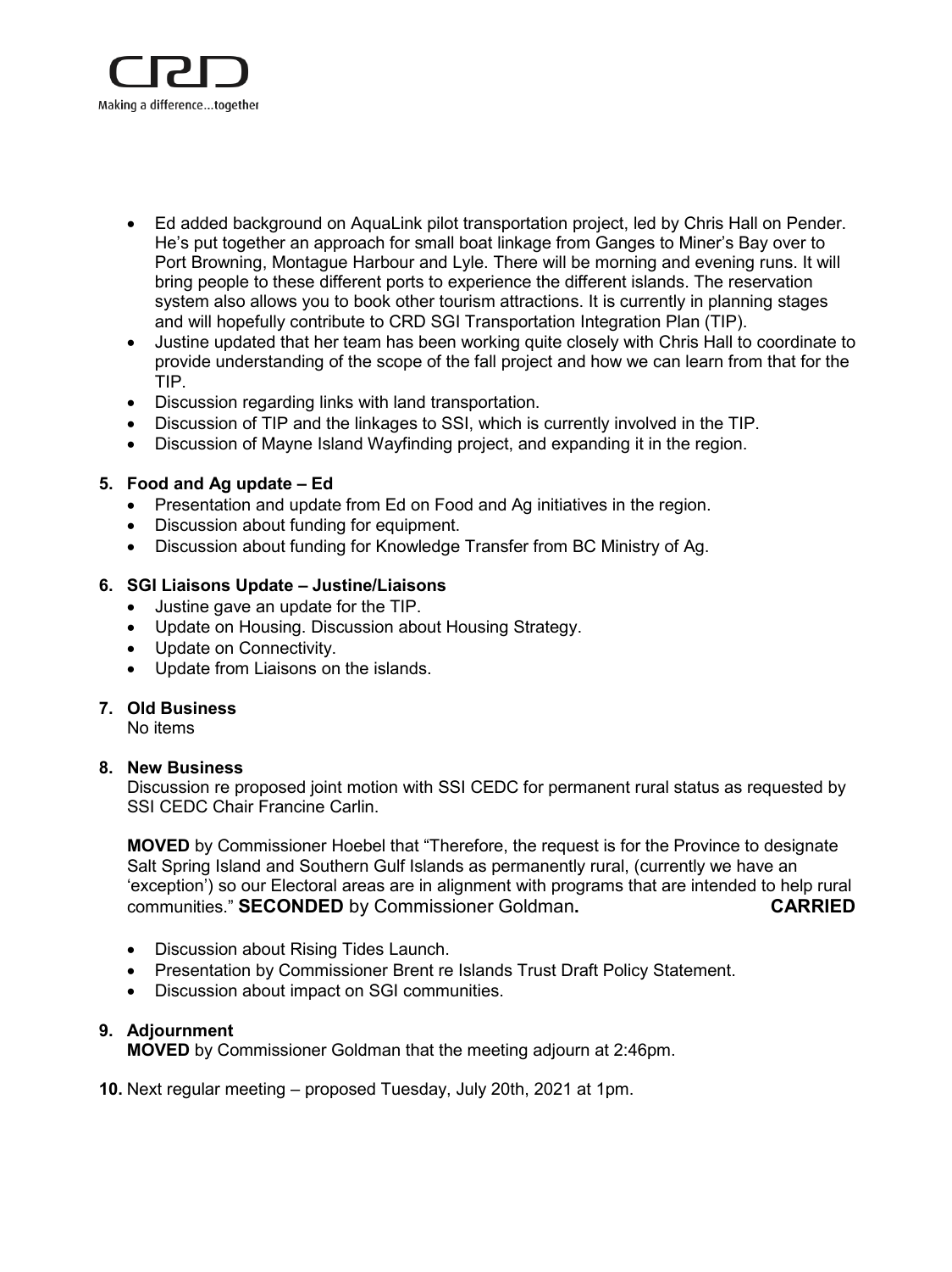- Ed added background on AquaLink pilot transportation project, led by Chris Hall on Pender. He's put together an approach for small boat linkage from Ganges to Miner's Bay over to Port Browning, Montague Harbour and Lyle. There will be morning and evening runs. It will bring people to these different ports to experience the different islands. The reservation system also allows you to book other tourism attractions. It is currently in planning stages and will hopefully contribute to CRD SGI Transportation Integration Plan (TIP).
- Justine updated that her team has been working quite closely with Chris Hall to coordinate to provide understanding of the scope of the fall project and how we can learn from that for the TIP.
- Discussion regarding links with land transportation.
- Discussion of TIP and the linkages to SSI, which is currently involved in the TIP.
- Discussion of Mayne Island Wayfinding project, and expanding it in the region.

**5. Food and Ag update – Ed**

- Presentation and update from Ed on Food and Ag initiatives in the region.
- Discussion about funding for equipment.
- Discussion about funding for Knowledge Transfer from BC Ministry of Ag.

**6. SGI Liaisons Update – Justine/Liaisons**

- Justine gave an update for the TIP.
- Update on Housing. Discussion about Housing Strategy.
- Update on Connectivity.
- Update from Liaisons on the islands.

**7. Old Business**

No items

**8. New Business**

Discussion re proposed joint motion with SSI CEDC for permanent rural status as requested by SSI CEDC Chair Francine Carlin.

**MOVED** by Commissioner Hoebel that "Therefore, the request is for the Province to designate Salt Spring Island and Southern Gulf Islands as permanently rural, (currently we have an 'exception') so our Electoral areas are in alignment with programs that are intended to help rural communities." **SECONDED** by Commissioner Goldman**.** **CARRIED**

- Discussion about Rising Tides Launch.
- Presentation by Commissioner Brent re Islands Trust Draft Policy Statement.
- Discussion about impact on SGI communities.

**9. Adjournment**

**MOVED** by Commissioner Goldman that the meeting adjourn at 2:46pm.

**10.** Next regular meeting – proposed Tuesday, July 20th, 2021 at 1pm.